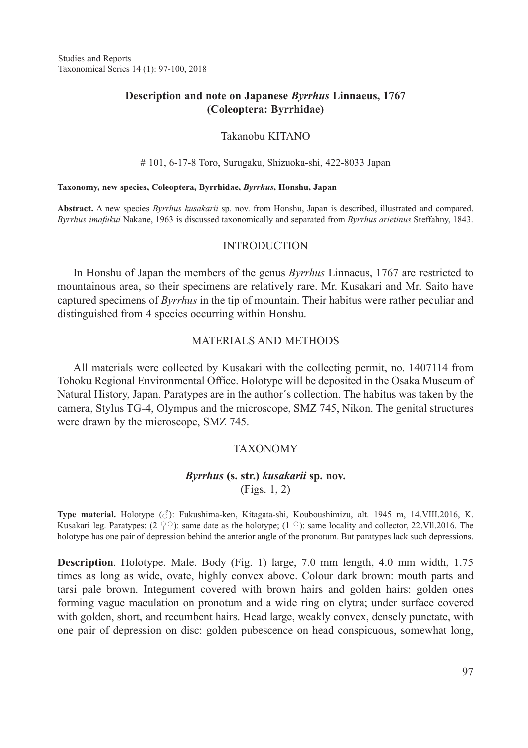# Description and note on Japanese *Byrrhus* Linnaeus, 1767 (Coleoptera: Byrrhidae)

Takanobu KITANO

# 101, 6-17-8 Toro, Surugaku, Shizuoka-shi, 422-8033 Japan

**Taxonomy, new species, Coleoptera, Byrrhidae, *Byrrhus*, Honshu, Japan**

**Abstract.** A new species *Byrrhus kusakarii* sp. nov. from Honshu, Japan is described, illustrated and compared. *Byrrhus imafukui* Nakane, 1963 is discussed taxonomically and separated from *Byrrhus arietinus* Steffahny, 1843.

## INTRODUCTION

In Honshu of Japan the members of the genus *Byrrhus* Linnaeus, 1767 are restricted to mountainous area, so their specimens are relatively rare. Mr. Kusakari and Mr. Saito have captured specimens of *Byrrhus* in the tip of mountain. Their habitus were rather peculiar and distinguished from 4 species occurring within Honshu.

## MATERIALS AND METHODS

All materials were collected by Kusakari with the collecting permit, no. 1407114 from Tohoku Regional Environmental Office. Holotype will be deposited in the Osaka Museum of Natural History, Japan. Paratypes are in the author´s collection. The habitus was taken by the camera, Stylus TG-4, Olympus and the microscope, SMZ 745, Nikon. The genital structures were drawn by the microscope, SMZ 745.

## TAXONOMY

### *Byrrhus* (s. str.) *kusakarii* sp. nov.

(Figs. 1, 2)

**Type material.** Holotype (♂): Fukushima-ken, Kitagata-shi, Kouboushimizu, alt. 1945 m, 14.VIII.2016, K. Kusakari leg. Paratypes: (2 ♀♀): same date as the holotype; (1 ♀): same locality and collector, 22.Vll.2016. The holotype has one pair of depression behind the anterior angle of the pronotum. But paratypes lack such depressions.

**Description**. Holotype. Male. Body (Fig. 1) large, 7.0 mm length, 4.0 mm width, 1.75 times as long as wide, ovate, highly convex above. Colour dark brown: mouth parts and tarsi pale brown. Integument covered with brown hairs and golden hairs: golden ones forming vague maculation on pronotum and a wide ring on elytra; under surface covered with golden, short, and recumbent hairs. Head large, weakly convex, densely punctate, with one pair of depression on disc: golden pubescence on head conspicuous, somewhat long,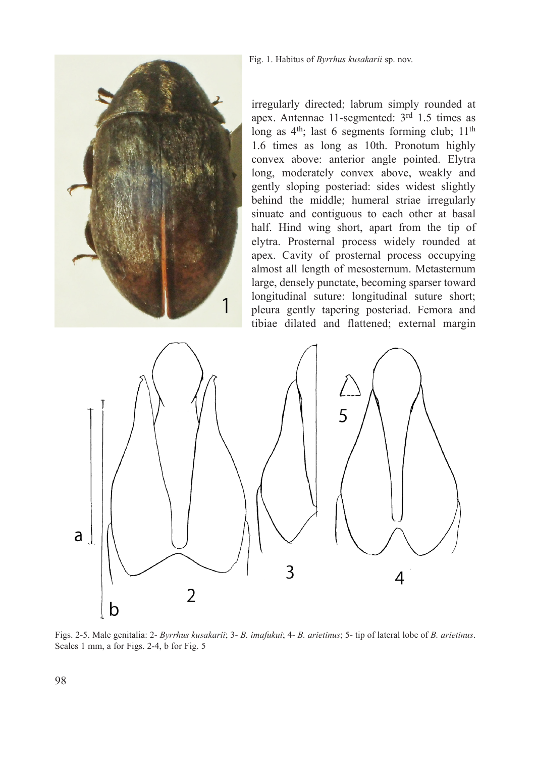Fig. 1. Habitus of *Byrrhus kusakarii* sp. nov.

irregularly directed; labrum simply rounded at apex. Antennae 11-segmented: 3rd 1.5 times as long as 4th; last 6 segments forming club; 11th 1.6 times as long as 10th. Pronotum highly convex above: anterior angle pointed. Elytra long, moderately convex above, weakly and gently sloping posteriad: sides widest slightly behind the middle; humeral striae irregularly sinuate and contiguous to each other at basal half. Hind wing short, apart from the tip of elytra. Prosternal process widely rounded at apex. Cavity of prosternal process occupying almost all length of mesosternum. Metasternum large, densely punctate, becoming sparser toward longitudinal suture: longitudinal suture short; pleura gently tapering posteriad. Femora and tibiae dilated and flattened; external margin

Figs. 2-5. Male genitalia: 2- *Byrrhus kusakarii*; 3- *B. imafukui*; 4- *B. arietinus*; 5- tip of lateral lobe of *B. arietinus*. Scales 1 mm, a for Figs. 2-4, b for Fig. 5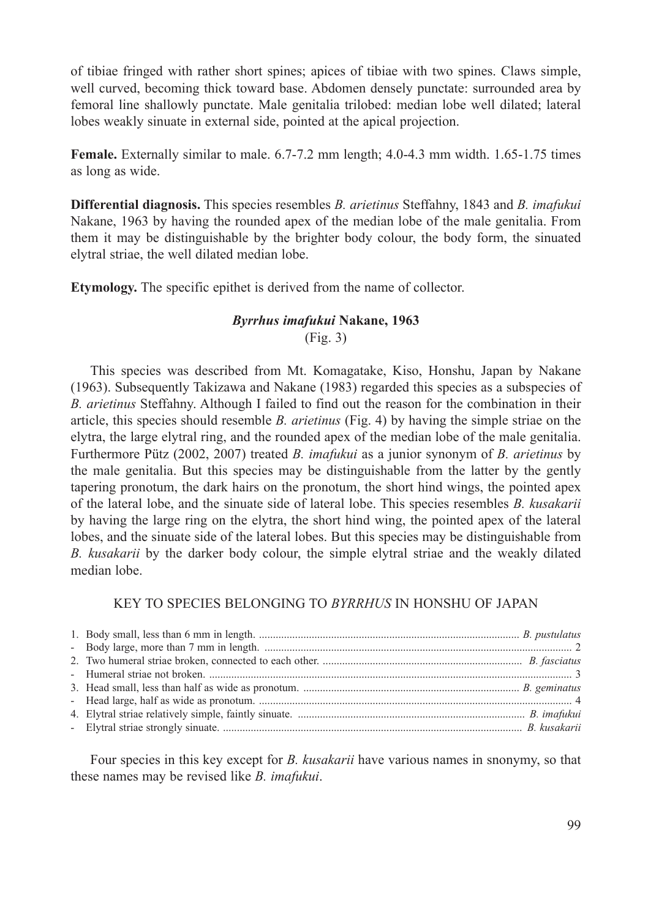of tibiae fringed with rather short spines; apices of tibiae with two spines. Claws simple, well curved, becoming thick toward base. Abdomen densely punctate: surrounded area by femoral line shallowly punctate. Male genitalia trilobed: median lobe well dilated; lateral lobes weakly sinuate in external side, pointed at the apical projection.

**Female.** Externally similar to male. 6.7-7.2 mm length; 4.0-4.3 mm width. 1.65-1.75 times as long as wide.

**Differential diagnosis.** This species resembles *B. arietinus* Steffahny, 1843 and *B. imafukui* Nakane, 1963 by having the rounded apex of the median lobe of the male genitalia. From them it may be distinguishable by the brighter body colour, the body form, the sinuated elytral striae, the well dilated median lobe.

**Etymology.** The specific epithet is derived from the name of collector.

### *Byrrhus imafukui* Nakane, 1963
(Fig. 3)

This species was described from Mt. Komagatake, Kiso, Honshu, Japan by Nakane (1963). Subsequently Takizawa and Nakane (1983) regarded this species as a subspecies of *B. arietinus* Steffahny. Although I failed to find out the reason for the combination in their article, this species should resemble *B. arietinus* (Fig. 4) by having the simple striae on the elytra, the large elytral ring, and the rounded apex of the median lobe of the male genitalia. Furthermore Pütz (2002, 2007) treated *B. imafukui* as a junior synonym of *B. arietinus* by the male genitalia. But this species may be distinguishable from the latter by the gently tapering pronotum, the dark hairs on the pronotum, the short hind wings, the pointed apex of the lateral lobe, and the sinuate side of lateral lobe. This species resembles *B. kusakarii* by having the large ring on the elytra, the short hind wing, the pointed apex of the lateral lobes, and the sinuate side of the lateral lobes. But this species may be distinguishable from *B. kusakarii* by the darker body colour, the simple elytral striae and the weakly dilated median lobe.

### KEY TO SPECIES BELONGING TO *BYRRHUS* IN HONSHU OF JAPAN

1. Body small, less than 6 mm in length. .......... *B. pustulatus*
- Body large, more than 7 mm in length. .......... 2
2. Two humeral striae broken, connected to each other. .......... *B. fasciatus*
- Humeral striae not broken. .......... 3
3. Head small, less than half as wide as pronotum. .......... *B. geminatus*
- Head large, half as wide as pronotum. .......... 4
4. Elytral striae relatively simple, faintly sinuate. .......... *B. imafukui*
- Elytral striae strongly sinuate. .......... *B. kusakarii*

Four species in this key except for *B. kusakarii* have various names in snonymy, so that these names may be revised like *B. imafukui*.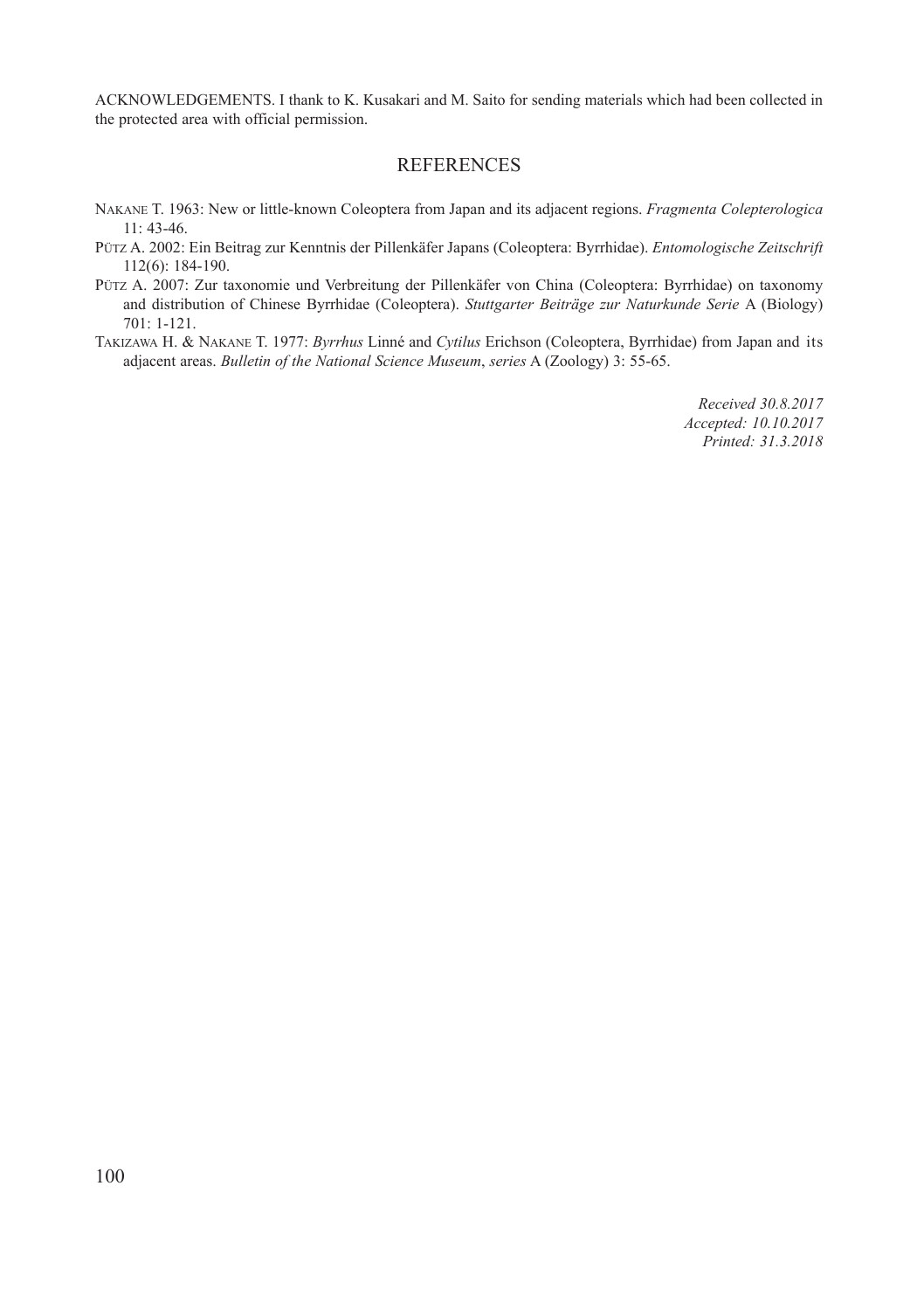ACKNOWLEDGEMENTS. I thank to K. Kusakari and M. Saito for sending materials which had been collected in the protected area with official permission.

## REFERENCES

Nakane T. 1963: New or little-known Coleoptera from Japan and its adjacent regions. *Fragmenta Colepterologica* 11: 43-46.

Pütz A. 2002: Ein Beitrag zur Kenntnis der Pillenkäfer Japans (Coleoptera: Byrrhidae). *Entomologische Zeitschrift* 112(6): 184-190.

Pütz A. 2007: Zur taxonomie und Verbreitung der Pillenkäfer von China (Coleoptera: Byrrhidae) on taxonomy and distribution of Chinese Byrrhidae (Coleoptera). *Stuttgarter Beiträge zur Naturkunde Serie* A (Biology) 701: 1-121.

Takizawa H. & Nakane T. 1977: *Byrrhus* Linné and *Cytilus* Erichson (Coleoptera, Byrrhidae) from Japan and its adjacent areas. *Bulletin of the National Science Museum*, *series* A (Zoology) 3: 55-65.

*Received 30.8.2017*
*Accepted: 10.10.2017*
*Printed: 31.3.2018*